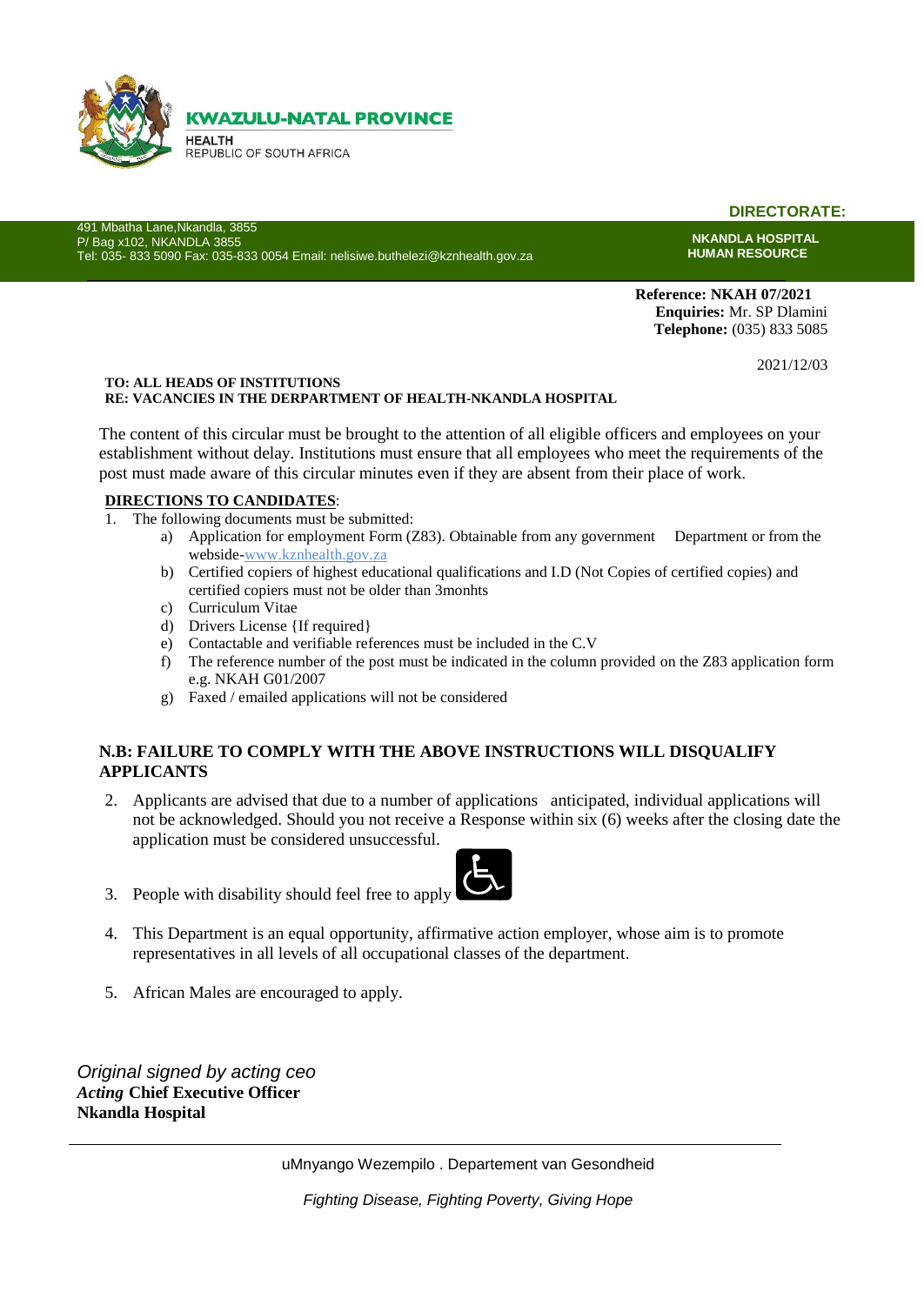**KWAZULU-NATAL PROVINCE**

HEALTH
REPUBLIC OF SOUTH AFRICA

**DIRECTORATE:**

491 Mbatha Lane,Nkandla, 3855
P/ Bag x102, NKANDLA 3855
Tel: 035- 833 5090 Fax: 035-833 0054 Email: nelisiwe.buthelezi@kznhealth.gov.za

**NKANDLA HOSPITAL**
**HUMAN RESOURCE**

**Reference: NKAH 07/2021**
**Enquiries:** Mr. SP Dlamini
**Telephone:** (035) 833 5085

2021/12/03

**TO: ALL HEADS OF INSTITUTIONS**
**RE: VACANCIES IN THE DERPARTMENT OF HEALTH-NKANDLA HOSPITAL**

The content of this circular must be brought to the attention of all eligible officers and employees on your establishment without delay. Institutions must ensure that all employees who meet the requirements of the post must made aware of this circular minutes even if they are absent from their place of work.

**DIRECTIONS TO CANDIDATES**:

1. The following documents must be submitted:
   a) Application for employment Form (Z83). Obtainable from any government Department or from the webside-www.kznhealth.gov.za
   b) Certified copiers of highest educational qualifications and I.D (Not Copies of certified copies) and certified copiers must not be older than 3monhts
   c) Curriculum Vitae
   d) Drivers License {If required}
   e) Contactable and verifiable references must be included in the C.V
   f) The reference number of the post must be indicated in the column provided on the Z83 application form e.g. NKAH G01/2007
   g) Faxed / emailed applications will not be considered

**N.B: FAILURE TO COMPLY WITH THE ABOVE INSTRUCTIONS WILL DISQUALIFY APPLICANTS**

2. Applicants are advised that due to a number of applications anticipated, individual applications will not be acknowledged. Should you not receive a Response within six (6) weeks after the closing date the application must be considered unsuccessful.
3. People with disability should feel free to apply
4. This Department is an equal opportunity, affirmative action employer, whose aim is to promote representatives in all levels of all occupational classes of the department.
5. African Males are encouraged to apply.

*Original signed by acting ceo*
***Acting* Chief Executive Officer**
**Nkandla Hospital**

uMnyango Wezempilo . Departement van Gesondheid

*Fighting Disease, Fighting Poverty, Giving Hope*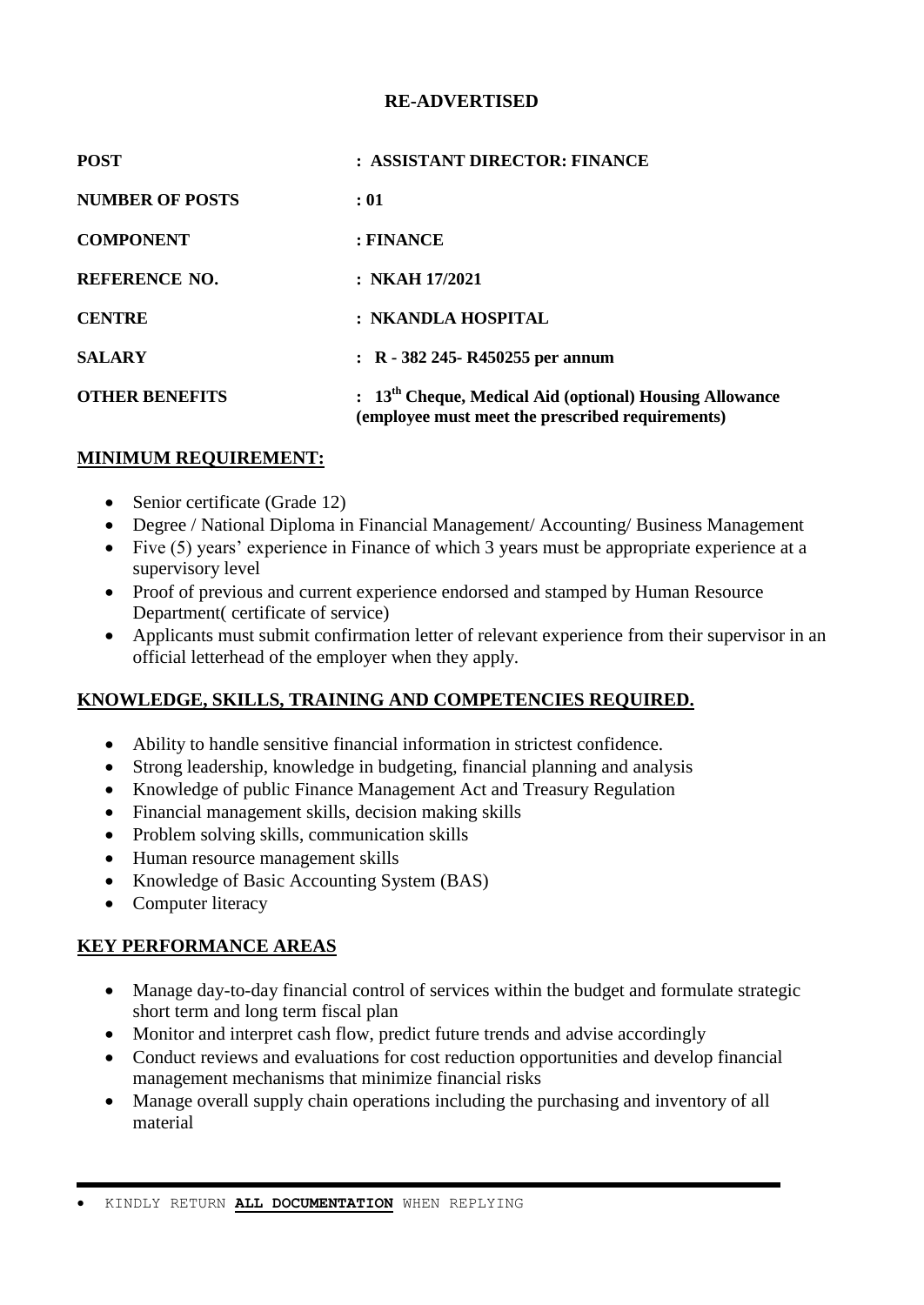**RE-ADVERTISED**

| | |
|---|---|
| **POST** | **: ASSISTANT DIRECTOR: FINANCE** |
| **NUMBER OF POSTS** | **: 01** |
| **COMPONENT** | **: FINANCE** |
| **REFERENCE NO.** | **: NKAH 17/2021** |
| **CENTRE** | **: NKANDLA HOSPITAL** |
| **SALARY** | **: R - 382 245- R450255 per annum** |
| **OTHER BENEFITS** | **: 13th Cheque, Medical Aid (optional) Housing Allowance (employee must meet the prescribed requirements)** |

## MINIMUM REQUIREMENT:

- Senior certificate (Grade 12)
- Degree / National Diploma in Financial Management/ Accounting/ Business Management
- Five (5) years' experience in Finance of which 3 years must be appropriate experience at a supervisory level
- Proof of previous and current experience endorsed and stamped by Human Resource Department( certificate of service)
- Applicants must submit confirmation letter of relevant experience from their supervisor in an official letterhead of the employer when they apply.

## KNOWLEDGE, SKILLS, TRAINING AND COMPETENCIES REQUIRED.

- Ability to handle sensitive financial information in strictest confidence.
- Strong leadership, knowledge in budgeting, financial planning and analysis
- Knowledge of public Finance Management Act and Treasury Regulation
- Financial management skills, decision making skills
- Problem solving skills, communication skills
- Human resource management skills
- Knowledge of Basic Accounting System (BAS)
- Computer literacy

## KEY PERFORMANCE AREAS

- Manage day-to-day financial control of services within the budget and formulate strategic short term and long term fiscal plan
- Monitor and interpret cash flow, predict future trends and advise accordingly
- Conduct reviews and evaluations for cost reduction opportunities and develop financial management mechanisms that minimize financial risks
- Manage overall supply chain operations including the purchasing and inventory of all material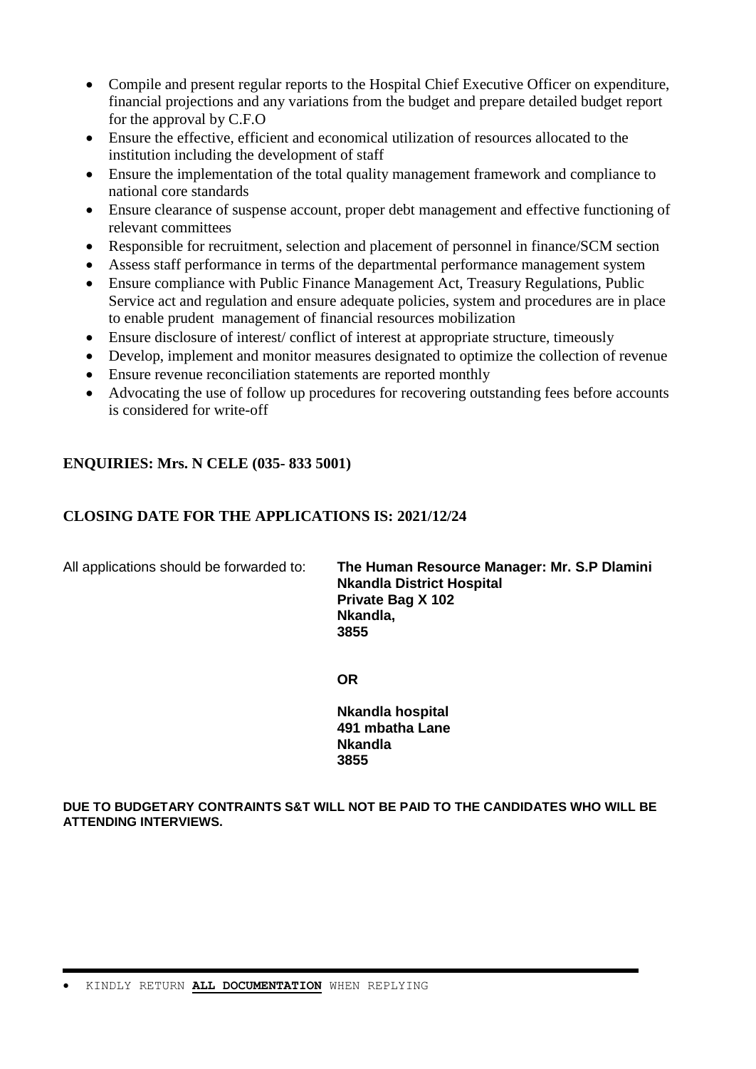- Compile and present regular reports to the Hospital Chief Executive Officer on expenditure, financial projections and any variations from the budget and prepare detailed budget report for the approval by C.F.O
- Ensure the effective, efficient and economical utilization of resources allocated to the institution including the development of staff
- Ensure the implementation of the total quality management framework and compliance to national core standards
- Ensure clearance of suspense account, proper debt management and effective functioning of relevant committees
- Responsible for recruitment, selection and placement of personnel in finance/SCM section
- Assess staff performance in terms of the departmental performance management system
- Ensure compliance with Public Finance Management Act, Treasury Regulations, Public Service act and regulation and ensure adequate policies, system and procedures are in place to enable prudent management of financial resources mobilization
- Ensure disclosure of interest/ conflict of interest at appropriate structure, timeously
- Develop, implement and monitor measures designated to optimize the collection of revenue
- Ensure revenue reconciliation statements are reported monthly
- Advocating the use of follow up procedures for recovering outstanding fees before accounts is considered for write-off

**ENQUIRIES: Mrs. N CELE (035- 833 5001)**

**CLOSING DATE FOR THE APPLICATIONS IS: 2021/12/24**

All applications should be forwarded to:

**The Human Resource Manager: Mr. S.P Dlamini**
**Nkandla District Hospital**
**Private Bag X 102**
**Nkandla,**
**3855**

**OR**

**Nkandla hospital**
**491 mbatha Lane**
**Nkandla**
**3855**

**DUE TO BUDGETARY CONTRAINTS S&T WILL NOT BE PAID TO THE CANDIDATES WHO WILL BE ATTENDING INTERVIEWS.**

- KINDLY RETURN **ALL DOCUMENTATION** WHEN REPLYING